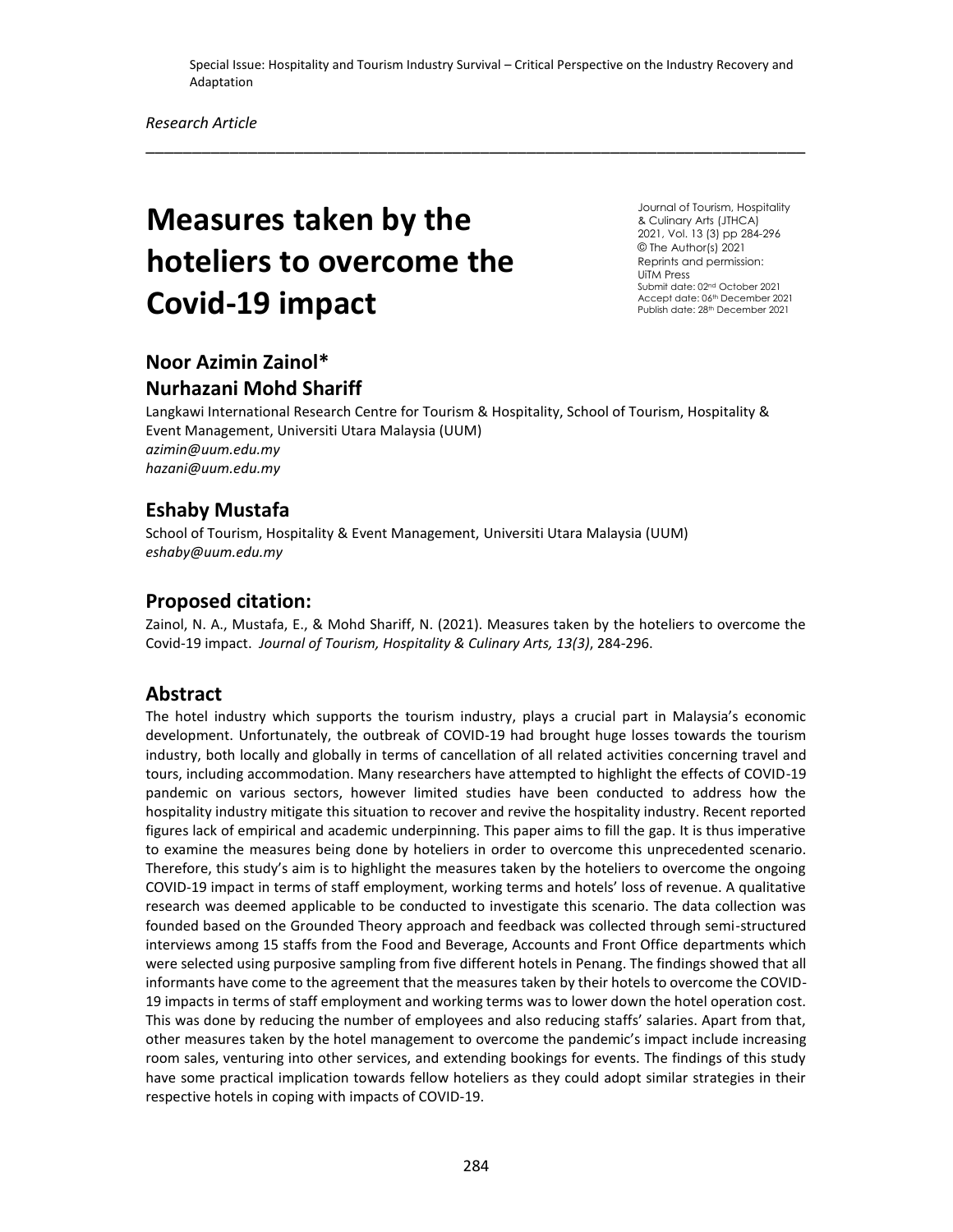Special Issue: Hospitality and Tourism Industry Survival – Critical Perspective on the Industry Recovery and Adaptation

*Research Article*

---

# Measures taken by the hoteliers to overcome the Covid-19 impact

Journal of Tourism, Hospitality & Culinary Arts (JTHCA)
2021, Vol. 13 (3) pp 284-296
© The Author(s) 2021
Reprints and permission:
UiTM Press
Submit date: 02nd October 2021
Accept date: 06th December 2021
Publish date: 28th December 2021

## Noor Azimin Zainol*
## Nurhazani Mohd Shariff

Langkawi International Research Centre for Tourism & Hospitality, School of Tourism, Hospitality & Event Management, Universiti Utara Malaysia (UUM)
*azimin@uum.edu.my*
*hazani@uum.edu.my*

## Eshaby Mustafa

School of Tourism, Hospitality & Event Management, Universiti Utara Malaysia (UUM)
*eshaby@uum.edu.my*

## Proposed citation:

Zainol, N. A., Mustafa, E., & Mohd Shariff, N. (2021). Measures taken by the hoteliers to overcome the Covid-19 impact. *Journal of Tourism, Hospitality & Culinary Arts, 13(3)*, 284-296.

## Abstract

The hotel industry which supports the tourism industry, plays a crucial part in Malaysia's economic development. Unfortunately, the outbreak of COVID-19 had brought huge losses towards the tourism industry, both locally and globally in terms of cancellation of all related activities concerning travel and tours, including accommodation. Many researchers have attempted to highlight the effects of COVID-19 pandemic on various sectors, however limited studies have been conducted to address how the hospitality industry mitigate this situation to recover and revive the hospitality industry. Recent reported figures lack of empirical and academic underpinning. This paper aims to fill the gap. It is thus imperative to examine the measures being done by hoteliers in order to overcome this unprecedented scenario. Therefore, this study's aim is to highlight the measures taken by the hoteliers to overcome the ongoing COVID-19 impact in terms of staff employment, working terms and hotels' loss of revenue. A qualitative research was deemed applicable to be conducted to investigate this scenario. The data collection was founded based on the Grounded Theory approach and feedback was collected through semi-structured interviews among 15 staffs from the Food and Beverage, Accounts and Front Office departments which were selected using purposive sampling from five different hotels in Penang. The findings showed that all informants have come to the agreement that the measures taken by their hotels to overcome the COVID-19 impacts in terms of staff employment and working terms was to lower down the hotel operation cost. This was done by reducing the number of employees and also reducing staffs' salaries. Apart from that, other measures taken by the hotel management to overcome the pandemic's impact include increasing room sales, venturing into other services, and extending bookings for events. The findings of this study have some practical implication towards fellow hoteliers as they could adopt similar strategies in their respective hotels in coping with impacts of COVID-19.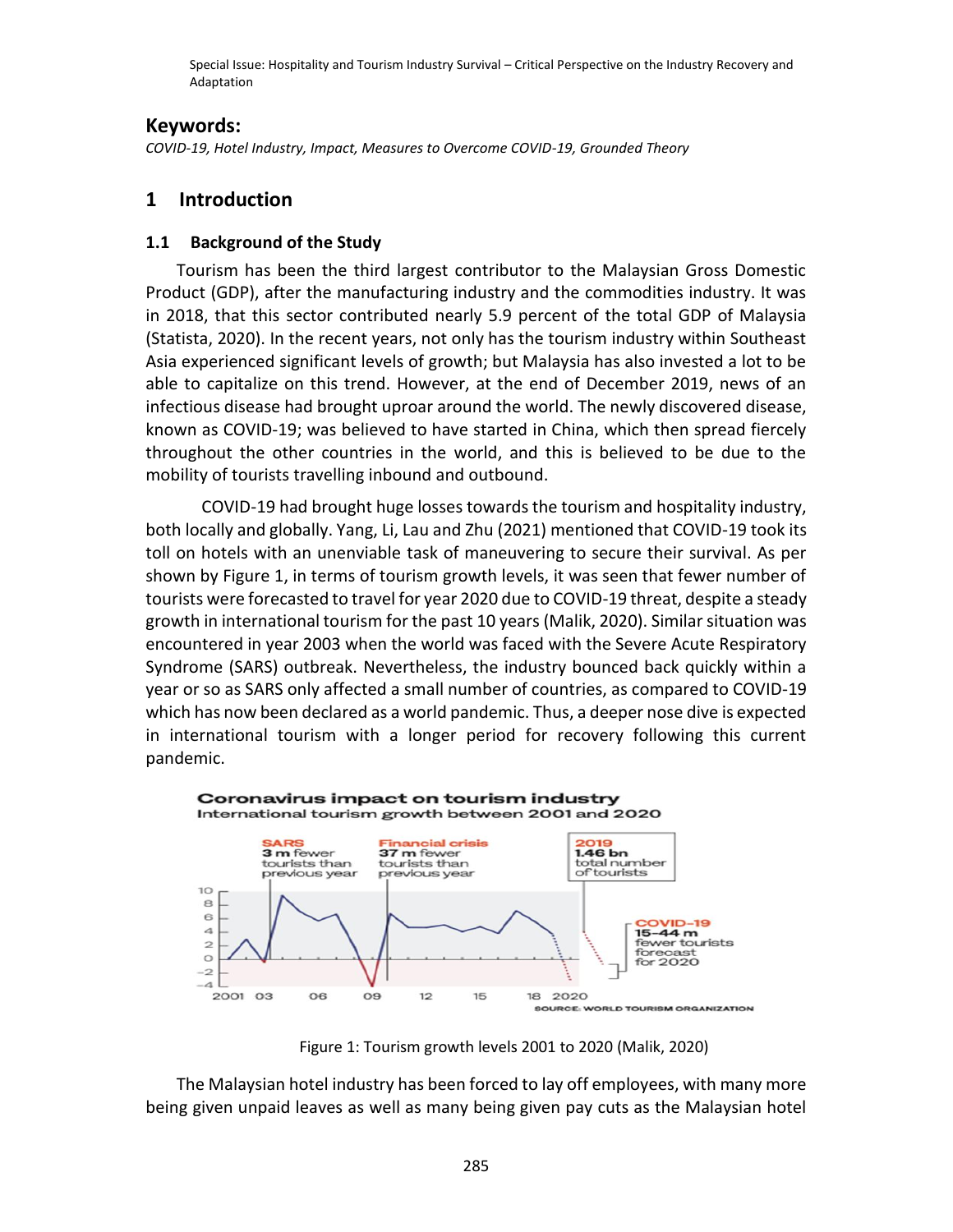**Keywords:**

*COVID-19, Hotel Industry, Impact, Measures to Overcome COVID-19, Grounded Theory*

# 1 Introduction

## 1.1 Background of the Study

Tourism has been the third largest contributor to the Malaysian Gross Domestic Product (GDP), after the manufacturing industry and the commodities industry. It was in 2018, that this sector contributed nearly 5.9 percent of the total GDP of Malaysia (Statista, 2020). In the recent years, not only has the tourism industry within Southeast Asia experienced significant levels of growth; but Malaysia has also invested a lot to be able to capitalize on this trend. However, at the end of December 2019, news of an infectious disease had brought uproar around the world. The newly discovered disease, known as COVID-19; was believed to have started in China, which then spread fiercely throughout the other countries in the world, and this is believed to be due to the mobility of tourists travelling inbound and outbound.

COVID-19 had brought huge losses towards the tourism and hospitality industry, both locally and globally. Yang, Li, Lau and Zhu (2021) mentioned that COVID-19 took its toll on hotels with an unenviable task of maneuvering to secure their survival. As per shown by Figure 1, in terms of tourism growth levels, it was seen that fewer number of tourists were forecasted to travel for year 2020 due to COVID-19 threat, despite a steady growth in international tourism for the past 10 years (Malik, 2020). Similar situation was encountered in year 2003 when the world was faced with the Severe Acute Respiratory Syndrome (SARS) outbreak. Nevertheless, the industry bounced back quickly within a year or so as SARS only affected a small number of countries, as compared to COVID-19 which has now been declared as a world pandemic. Thus, a deeper nose dive is expected in international tourism with a longer period for recovery following this current pandemic.

Figure 1: Tourism growth levels 2001 to 2020 (Malik, 2020)

The Malaysian hotel industry has been forced to lay off employees, with many more being given unpaid leaves as well as many being given pay cuts as the Malaysian hotel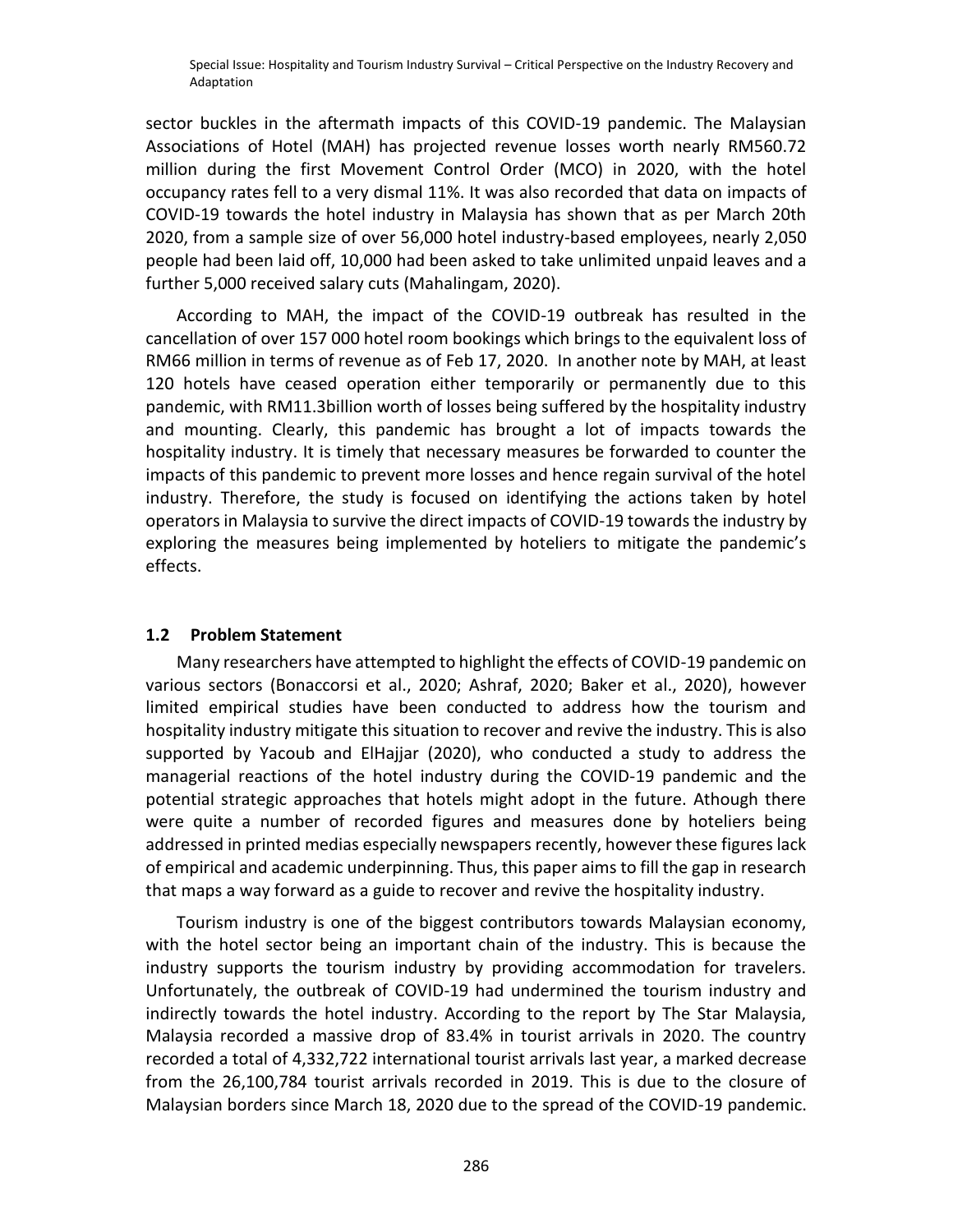sector buckles in the aftermath impacts of this COVID-19 pandemic. The Malaysian Associations of Hotel (MAH) has projected revenue losses worth nearly RM560.72 million during the first Movement Control Order (MCO) in 2020, with the hotel occupancy rates fell to a very dismal 11%. It was also recorded that data on impacts of COVID-19 towards the hotel industry in Malaysia has shown that as per March 20th 2020, from a sample size of over 56,000 hotel industry-based employees, nearly 2,050 people had been laid off, 10,000 had been asked to take unlimited unpaid leaves and a further 5,000 received salary cuts (Mahalingam, 2020).

According to MAH, the impact of the COVID-19 outbreak has resulted in the cancellation of over 157 000 hotel room bookings which brings to the equivalent loss of RM66 million in terms of revenue as of Feb 17, 2020. In another note by MAH, at least 120 hotels have ceased operation either temporarily or permanently due to this pandemic, with RM11.3billion worth of losses being suffered by the hospitality industry and mounting. Clearly, this pandemic has brought a lot of impacts towards the hospitality industry. It is timely that necessary measures be forwarded to counter the impacts of this pandemic to prevent more losses and hence regain survival of the hotel industry. Therefore, the study is focused on identifying the actions taken by hotel operators in Malaysia to survive the direct impacts of COVID-19 towards the industry by exploring the measures being implemented by hoteliers to mitigate the pandemic's effects.

### 1.2 Problem Statement

Many researchers have attempted to highlight the effects of COVID-19 pandemic on various sectors (Bonaccorsi et al., 2020; Ashraf, 2020; Baker et al., 2020), however limited empirical studies have been conducted to address how the tourism and hospitality industry mitigate this situation to recover and revive the industry. This is also supported by Yacoub and ElHajjar (2020), who conducted a study to address the managerial reactions of the hotel industry during the COVID-19 pandemic and the potential strategic approaches that hotels might adopt in the future. Athough there were quite a number of recorded figures and measures done by hoteliers being addressed in printed medias especially newspapers recently, however these figures lack of empirical and academic underpinning. Thus, this paper aims to fill the gap in research that maps a way forward as a guide to recover and revive the hospitality industry.

Tourism industry is one of the biggest contributors towards Malaysian economy, with the hotel sector being an important chain of the industry. This is because the industry supports the tourism industry by providing accommodation for travelers. Unfortunately, the outbreak of COVID-19 had undermined the tourism industry and indirectly towards the hotel industry. According to the report by The Star Malaysia, Malaysia recorded a massive drop of 83.4% in tourist arrivals in 2020. The country recorded a total of 4,332,722 international tourist arrivals last year, a marked decrease from the 26,100,784 tourist arrivals recorded in 2019. This is due to the closure of Malaysian borders since March 18, 2020 due to the spread of the COVID-19 pandemic.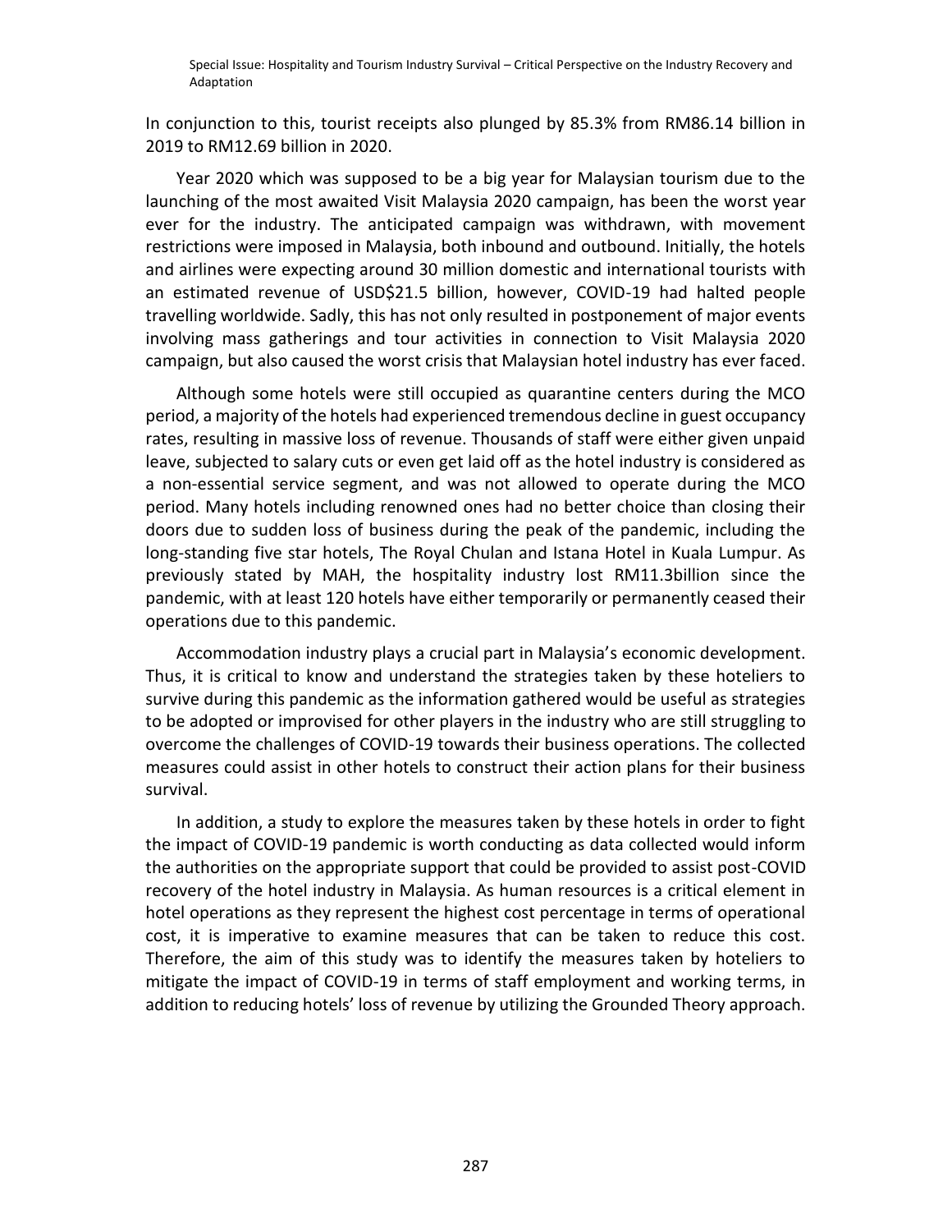In conjunction to this, tourist receipts also plunged by 85.3% from RM86.14 billion in 2019 to RM12.69 billion in 2020.

Year 2020 which was supposed to be a big year for Malaysian tourism due to the launching of the most awaited Visit Malaysia 2020 campaign, has been the worst year ever for the industry. The anticipated campaign was withdrawn, with movement restrictions were imposed in Malaysia, both inbound and outbound. Initially, the hotels and airlines were expecting around 30 million domestic and international tourists with an estimated revenue of USD$21.5 billion, however, COVID-19 had halted people travelling worldwide. Sadly, this has not only resulted in postponement of major events involving mass gatherings and tour activities in connection to Visit Malaysia 2020 campaign, but also caused the worst crisis that Malaysian hotel industry has ever faced.

Although some hotels were still occupied as quarantine centers during the MCO period, a majority of the hotels had experienced tremendous decline in guest occupancy rates, resulting in massive loss of revenue. Thousands of staff were either given unpaid leave, subjected to salary cuts or even get laid off as the hotel industry is considered as a non-essential service segment, and was not allowed to operate during the MCO period. Many hotels including renowned ones had no better choice than closing their doors due to sudden loss of business during the peak of the pandemic, including the long-standing five star hotels, The Royal Chulan and Istana Hotel in Kuala Lumpur. As previously stated by MAH, the hospitality industry lost RM11.3billion since the pandemic, with at least 120 hotels have either temporarily or permanently ceased their operations due to this pandemic.

Accommodation industry plays a crucial part in Malaysia's economic development. Thus, it is critical to know and understand the strategies taken by these hoteliers to survive during this pandemic as the information gathered would be useful as strategies to be adopted or improvised for other players in the industry who are still struggling to overcome the challenges of COVID-19 towards their business operations. The collected measures could assist in other hotels to construct their action plans for their business survival.

In addition, a study to explore the measures taken by these hotels in order to fight the impact of COVID-19 pandemic is worth conducting as data collected would inform the authorities on the appropriate support that could be provided to assist post-COVID recovery of the hotel industry in Malaysia. As human resources is a critical element in hotel operations as they represent the highest cost percentage in terms of operational cost, it is imperative to examine measures that can be taken to reduce this cost. Therefore, the aim of this study was to identify the measures taken by hoteliers to mitigate the impact of COVID-19 in terms of staff employment and working terms, in addition to reducing hotels' loss of revenue by utilizing the Grounded Theory approach.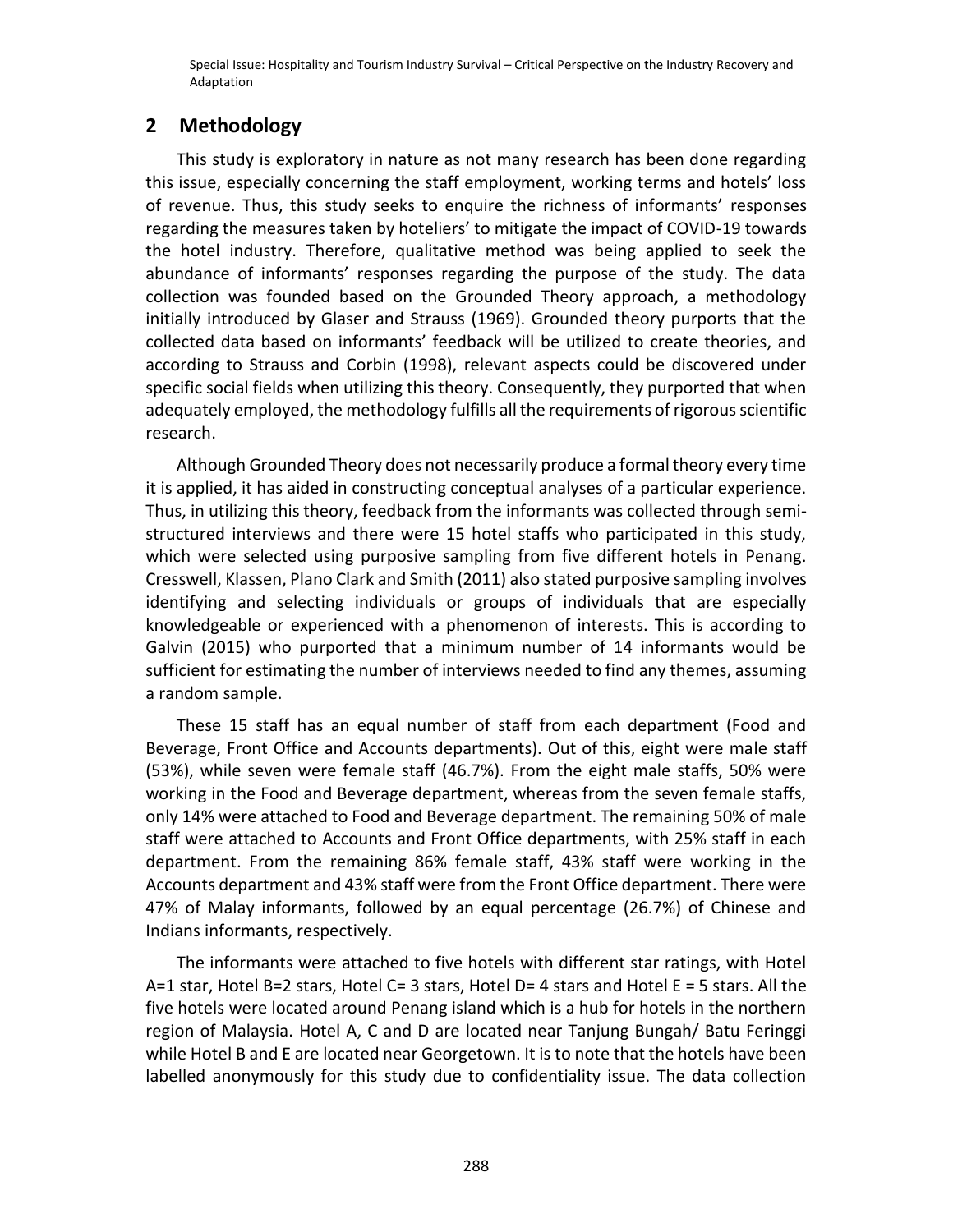## 2 Methodology

This study is exploratory in nature as not many research has been done regarding this issue, especially concerning the staff employment, working terms and hotels' loss of revenue. Thus, this study seeks to enquire the richness of informants' responses regarding the measures taken by hoteliers' to mitigate the impact of COVID-19 towards the hotel industry. Therefore, qualitative method was being applied to seek the abundance of informants' responses regarding the purpose of the study. The data collection was founded based on the Grounded Theory approach, a methodology initially introduced by Glaser and Strauss (1969). Grounded theory purports that the collected data based on informants' feedback will be utilized to create theories, and according to Strauss and Corbin (1998), relevant aspects could be discovered under specific social fields when utilizing this theory. Consequently, they purported that when adequately employed, the methodology fulfills all the requirements of rigorous scientific research.

Although Grounded Theory does not necessarily produce a formal theory every time it is applied, it has aided in constructing conceptual analyses of a particular experience. Thus, in utilizing this theory, feedback from the informants was collected through semi-structured interviews and there were 15 hotel staffs who participated in this study, which were selected using purposive sampling from five different hotels in Penang. Cresswell, Klassen, Plano Clark and Smith (2011) also stated purposive sampling involves identifying and selecting individuals or groups of individuals that are especially knowledgeable or experienced with a phenomenon of interests. This is according to Galvin (2015) who purported that a minimum number of 14 informants would be sufficient for estimating the number of interviews needed to find any themes, assuming a random sample.

These 15 staff has an equal number of staff from each department (Food and Beverage, Front Office and Accounts departments). Out of this, eight were male staff (53%), while seven were female staff (46.7%). From the eight male staffs, 50% were working in the Food and Beverage department, whereas from the seven female staffs, only 14% were attached to Food and Beverage department. The remaining 50% of male staff were attached to Accounts and Front Office departments, with 25% staff in each department. From the remaining 86% female staff, 43% staff were working in the Accounts department and 43% staff were from the Front Office department. There were 47% of Malay informants, followed by an equal percentage (26.7%) of Chinese and Indians informants, respectively.

The informants were attached to five hotels with different star ratings, with Hotel A=1 star, Hotel B=2 stars, Hotel C= 3 stars, Hotel D= 4 stars and Hotel E = 5 stars. All the five hotels were located around Penang island which is a hub for hotels in the northern region of Malaysia. Hotel A, C and D are located near Tanjung Bungah/ Batu Feringgi while Hotel B and E are located near Georgetown. It is to note that the hotels have been labelled anonymously for this study due to confidentiality issue. The data collection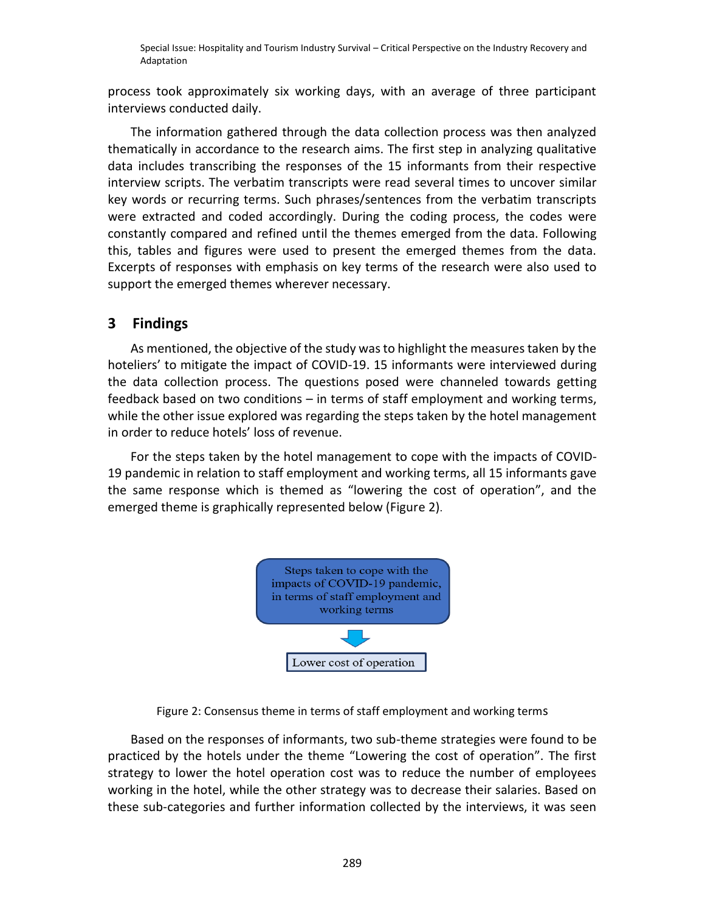process took approximately six working days, with an average of three participant interviews conducted daily.

The information gathered through the data collection process was then analyzed thematically in accordance to the research aims. The first step in analyzing qualitative data includes transcribing the responses of the 15 informants from their respective interview scripts. The verbatim transcripts were read several times to uncover similar key words or recurring terms. Such phrases/sentences from the verbatim transcripts were extracted and coded accordingly. During the coding process, the codes were constantly compared and refined until the themes emerged from the data. Following this, tables and figures were used to present the emerged themes from the data. Excerpts of responses with emphasis on key terms of the research were also used to support the emerged themes wherever necessary.

## 3 Findings

As mentioned, the objective of the study was to highlight the measures taken by the hoteliers' to mitigate the impact of COVID-19. 15 informants were interviewed during the data collection process. The questions posed were channeled towards getting feedback based on two conditions – in terms of staff employment and working terms, while the other issue explored was regarding the steps taken by the hotel management in order to reduce hotels' loss of revenue.

For the steps taken by the hotel management to cope with the impacts of COVID-19 pandemic in relation to staff employment and working terms, all 15 informants gave the same response which is themed as "lowering the cost of operation", and the emerged theme is graphically represented below (Figure 2).

Steps taken to cope with the impacts of COVID-19 pandemic, in terms of staff employment and working terms

↓

Lower cost of operation

Figure 2: Consensus theme in terms of staff employment and working terms

Based on the responses of informants, two sub-theme strategies were found to be practiced by the hotels under the theme "Lowering the cost of operation". The first strategy to lower the hotel operation cost was to reduce the number of employees working in the hotel, while the other strategy was to decrease their salaries. Based on these sub-categories and further information collected by the interviews, it was seen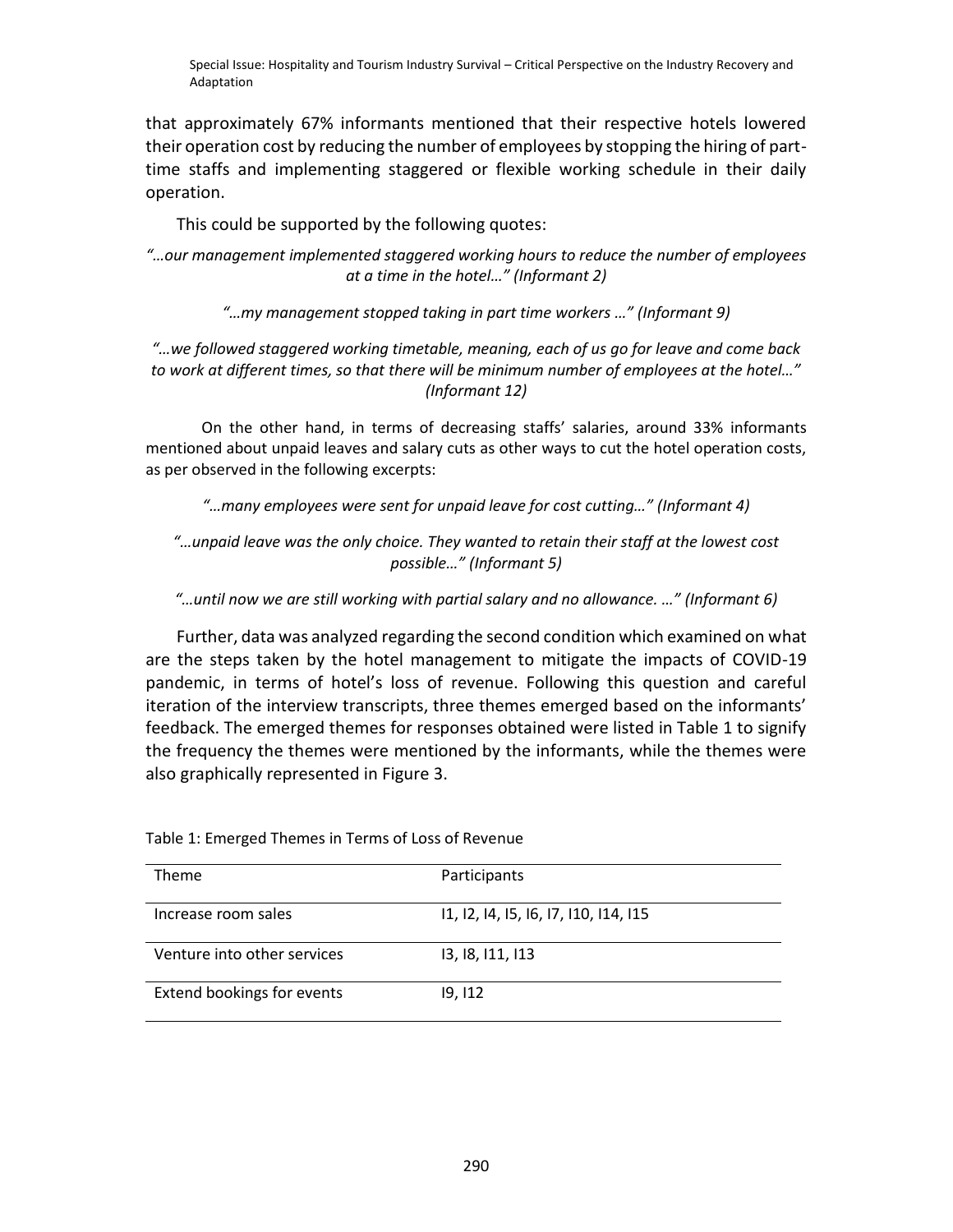that approximately 67% informants mentioned that their respective hotels lowered their operation cost by reducing the number of employees by stopping the hiring of part-time staffs and implementing staggered or flexible working schedule in their daily operation.

This could be supported by the following quotes:

*"…our management implemented staggered working hours to reduce the number of employees at a time in the hotel…" (Informant 2)*

*"…my management stopped taking in part time workers …" (Informant 9)*

*"…we followed staggered working timetable, meaning, each of us go for leave and come back to work at different times, so that there will be minimum number of employees at the hotel…" (Informant 12)*

On the other hand, in terms of decreasing staffs' salaries, around 33% informants mentioned about unpaid leaves and salary cuts as other ways to cut the hotel operation costs, as per observed in the following excerpts:

*"…many employees were sent for unpaid leave for cost cutting…" (Informant 4)*

*"…unpaid leave was the only choice. They wanted to retain their staff at the lowest cost possible…" (Informant 5)*

*"…until now we are still working with partial salary and no allowance. …" (Informant 6)*

Further, data was analyzed regarding the second condition which examined on what are the steps taken by the hotel management to mitigate the impacts of COVID-19 pandemic, in terms of hotel's loss of revenue. Following this question and careful iteration of the interview transcripts, three themes emerged based on the informants' feedback. The emerged themes for responses obtained were listed in Table 1 to signify the frequency the themes were mentioned by the informants, while the themes were also graphically represented in Figure 3.

Table 1: Emerged Themes in Terms of Loss of Revenue

| Theme | Participants |
|---|---|
| Increase room sales | I1, I2, I4, I5, I6, I7, I10, I14, I15 |
| Venture into other services | I3, I8, I11, I13 |
| Extend bookings for events | I9, I12 |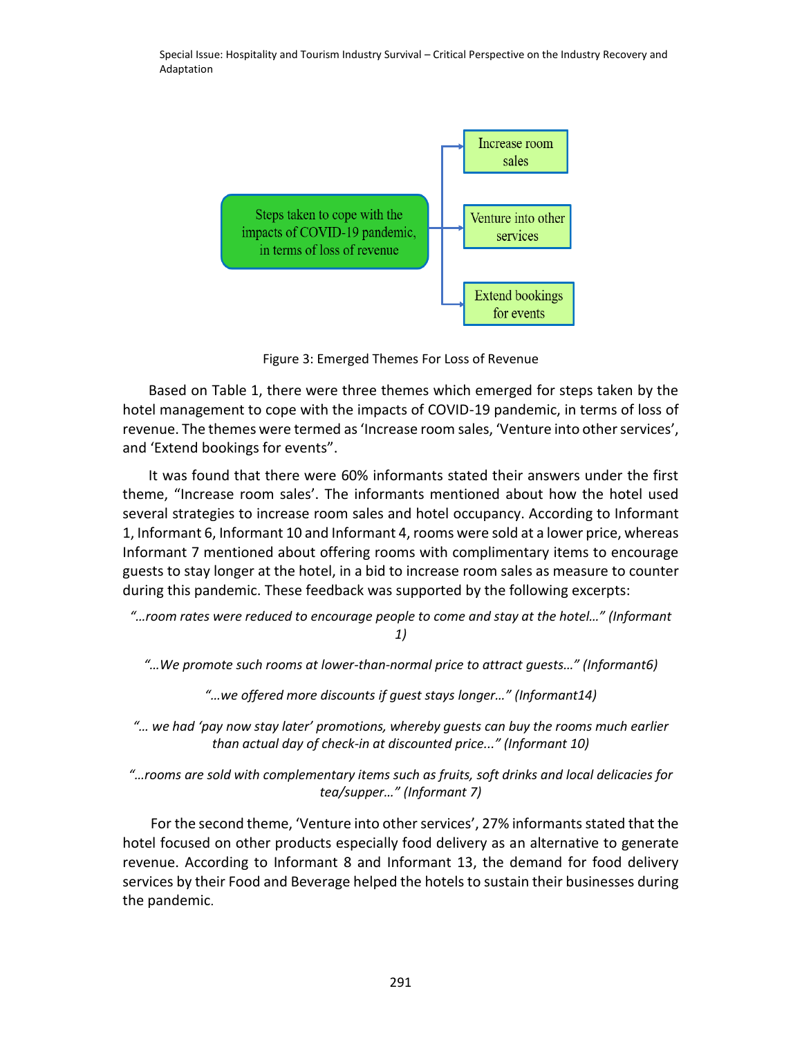Steps taken to cope with the impacts of COVID-19 pandemic, in terms of loss of revenue

- Increase room sales
- Venture into other services
- Extend bookings for events

Figure 3: Emerged Themes For Loss of Revenue

Based on Table 1, there were three themes which emerged for steps taken by the hotel management to cope with the impacts of COVID-19 pandemic, in terms of loss of revenue. The themes were termed as 'Increase room sales, 'Venture into other services', and 'Extend bookings for events".

It was found that there were 60% informants stated their answers under the first theme, "Increase room sales'. The informants mentioned about how the hotel used several strategies to increase room sales and hotel occupancy. According to Informant 1, Informant 6, Informant 10 and Informant 4, rooms were sold at a lower price, whereas Informant 7 mentioned about offering rooms with complimentary items to encourage guests to stay longer at the hotel, in a bid to increase room sales as measure to counter during this pandemic. These feedback was supported by the following excerpts:

*"…room rates were reduced to encourage people to come and stay at the hotel…" (Informant 1)*

*"…We promote such rooms at lower-than-normal price to attract guests…" (Informant6)*

*"…we offered more discounts if guest stays longer…" (Informant14)*

*"… we had 'pay now stay later' promotions, whereby guests can buy the rooms much earlier than actual day of check-in at discounted price..." (Informant 10)*

*"…rooms are sold with complementary items such as fruits, soft drinks and local delicacies for tea/supper…" (Informant 7)*

For the second theme, 'Venture into other services', 27% informants stated that the hotel focused on other products especially food delivery as an alternative to generate revenue. According to Informant 8 and Informant 13, the demand for food delivery services by their Food and Beverage helped the hotels to sustain their businesses during the pandemic.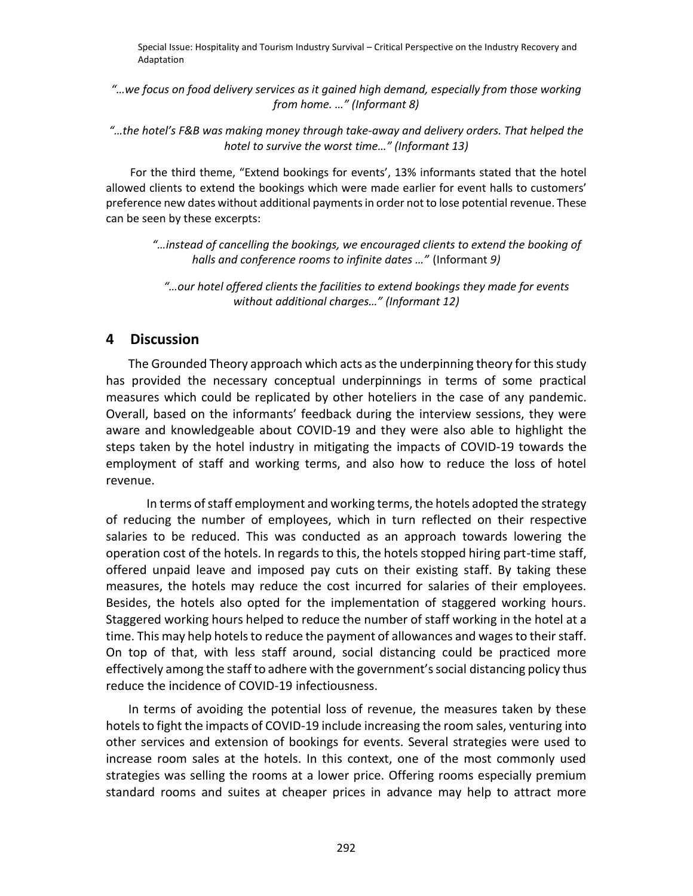*"…we focus on food delivery services as it gained high demand, especially from those working from home. …" (Informant 8)*

*"…the hotel's F&B was making money through take-away and delivery orders. That helped the hotel to survive the worst time…" (Informant 13)*

For the third theme, "Extend bookings for events', 13% informants stated that the hotel allowed clients to extend the bookings which were made earlier for event halls to customers' preference new dates without additional payments in order not to lose potential revenue. These can be seen by these excerpts:

> *"…instead of cancelling the bookings, we encouraged clients to extend the booking of halls and conference rooms to infinite dates …"* (Informant *9)*

> *"…our hotel offered clients the facilities to extend bookings they made for events without additional charges…" (Informant 12)*

## 4 Discussion

The Grounded Theory approach which acts as the underpinning theory for this study has provided the necessary conceptual underpinnings in terms of some practical measures which could be replicated by other hoteliers in the case of any pandemic. Overall, based on the informants' feedback during the interview sessions, they were aware and knowledgeable about COVID-19 and they were also able to highlight the steps taken by the hotel industry in mitigating the impacts of COVID-19 towards the employment of staff and working terms, and also how to reduce the loss of hotel revenue.

In terms of staff employment and working terms, the hotels adopted the strategy of reducing the number of employees, which in turn reflected on their respective salaries to be reduced. This was conducted as an approach towards lowering the operation cost of the hotels. In regards to this, the hotels stopped hiring part-time staff, offered unpaid leave and imposed pay cuts on their existing staff. By taking these measures, the hotels may reduce the cost incurred for salaries of their employees. Besides, the hotels also opted for the implementation of staggered working hours. Staggered working hours helped to reduce the number of staff working in the hotel at a time. This may help hotels to reduce the payment of allowances and wages to their staff. On top of that, with less staff around, social distancing could be practiced more effectively among the staff to adhere with the government's social distancing policy thus reduce the incidence of COVID-19 infectiousness.

In terms of avoiding the potential loss of revenue, the measures taken by these hotels to fight the impacts of COVID-19 include increasing the room sales, venturing into other services and extension of bookings for events. Several strategies were used to increase room sales at the hotels. In this context, one of the most commonly used strategies was selling the rooms at a lower price. Offering rooms especially premium standard rooms and suites at cheaper prices in advance may help to attract more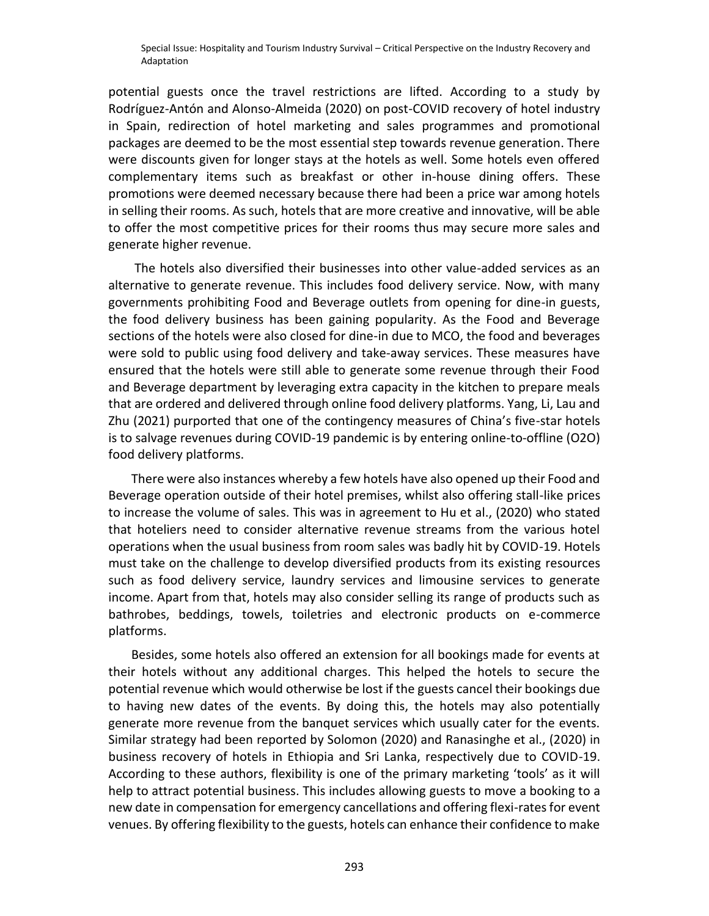potential guests once the travel restrictions are lifted. According to a study by Rodríguez-Antón and Alonso-Almeida (2020) on post-COVID recovery of hotel industry in Spain, redirection of hotel marketing and sales programmes and promotional packages are deemed to be the most essential step towards revenue generation. There were discounts given for longer stays at the hotels as well. Some hotels even offered complementary items such as breakfast or other in-house dining offers. These promotions were deemed necessary because there had been a price war among hotels in selling their rooms. As such, hotels that are more creative and innovative, will be able to offer the most competitive prices for their rooms thus may secure more sales and generate higher revenue.

The hotels also diversified their businesses into other value-added services as an alternative to generate revenue. This includes food delivery service. Now, with many governments prohibiting Food and Beverage outlets from opening for dine-in guests, the food delivery business has been gaining popularity. As the Food and Beverage sections of the hotels were also closed for dine-in due to MCO, the food and beverages were sold to public using food delivery and take-away services. These measures have ensured that the hotels were still able to generate some revenue through their Food and Beverage department by leveraging extra capacity in the kitchen to prepare meals that are ordered and delivered through online food delivery platforms. Yang, Li, Lau and Zhu (2021) purported that one of the contingency measures of China's five-star hotels is to salvage revenues during COVID-19 pandemic is by entering online-to-offline (O2O) food delivery platforms.

There were also instances whereby a few hotels have also opened up their Food and Beverage operation outside of their hotel premises, whilst also offering stall-like prices to increase the volume of sales. This was in agreement to Hu et al., (2020) who stated that hoteliers need to consider alternative revenue streams from the various hotel operations when the usual business from room sales was badly hit by COVID-19. Hotels must take on the challenge to develop diversified products from its existing resources such as food delivery service, laundry services and limousine services to generate income. Apart from that, hotels may also consider selling its range of products such as bathrobes, beddings, towels, toiletries and electronic products on e-commerce platforms.

Besides, some hotels also offered an extension for all bookings made for events at their hotels without any additional charges. This helped the hotels to secure the potential revenue which would otherwise be lost if the guests cancel their bookings due to having new dates of the events. By doing this, the hotels may also potentially generate more revenue from the banquet services which usually cater for the events. Similar strategy had been reported by Solomon (2020) and Ranasinghe et al., (2020) in business recovery of hotels in Ethiopia and Sri Lanka, respectively due to COVID-19. According to these authors, flexibility is one of the primary marketing 'tools' as it will help to attract potential business. This includes allowing guests to move a booking to a new date in compensation for emergency cancellations and offering flexi-rates for event venues. By offering flexibility to the guests, hotels can enhance their confidence to make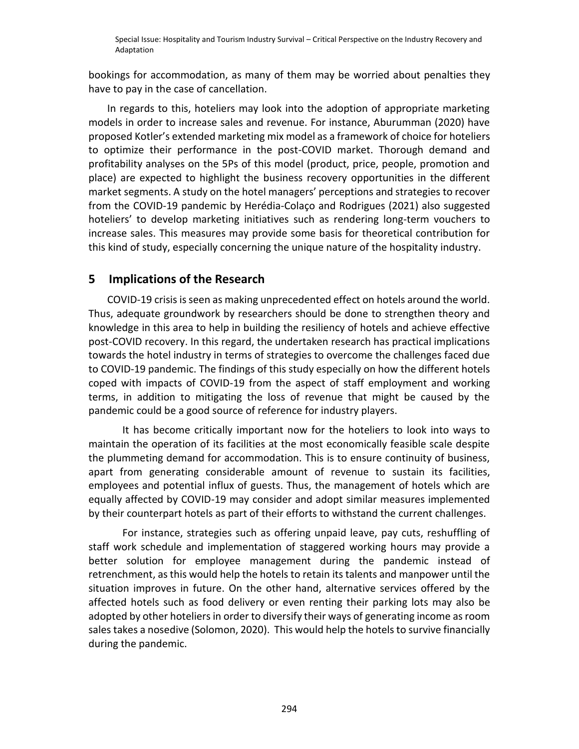bookings for accommodation, as many of them may be worried about penalties they have to pay in the case of cancellation.

In regards to this, hoteliers may look into the adoption of appropriate marketing models in order to increase sales and revenue. For instance, Aburumman (2020) have proposed Kotler's extended marketing mix model as a framework of choice for hoteliers to optimize their performance in the post-COVID market. Thorough demand and profitability analyses on the 5Ps of this model (product, price, people, promotion and place) are expected to highlight the business recovery opportunities in the different market segments. A study on the hotel managers' perceptions and strategies to recover from the COVID-19 pandemic by Herédia-Colaço and Rodrigues (2021) also suggested hoteliers' to develop marketing initiatives such as rendering long-term vouchers to increase sales. This measures may provide some basis for theoretical contribution for this kind of study, especially concerning the unique nature of the hospitality industry.

## 5 Implications of the Research

COVID-19 crisis is seen as making unprecedented effect on hotels around the world. Thus, adequate groundwork by researchers should be done to strengthen theory and knowledge in this area to help in building the resiliency of hotels and achieve effective post-COVID recovery. In this regard, the undertaken research has practical implications towards the hotel industry in terms of strategies to overcome the challenges faced due to COVID-19 pandemic. The findings of this study especially on how the different hotels coped with impacts of COVID-19 from the aspect of staff employment and working terms, in addition to mitigating the loss of revenue that might be caused by the pandemic could be a good source of reference for industry players.

It has become critically important now for the hoteliers to look into ways to maintain the operation of its facilities at the most economically feasible scale despite the plummeting demand for accommodation. This is to ensure continuity of business, apart from generating considerable amount of revenue to sustain its facilities, employees and potential influx of guests. Thus, the management of hotels which are equally affected by COVID-19 may consider and adopt similar measures implemented by their counterpart hotels as part of their efforts to withstand the current challenges.

For instance, strategies such as offering unpaid leave, pay cuts, reshuffling of staff work schedule and implementation of staggered working hours may provide a better solution for employee management during the pandemic instead of retrenchment, as this would help the hotels to retain its talents and manpower until the situation improves in future. On the other hand, alternative services offered by the affected hotels such as food delivery or even renting their parking lots may also be adopted by other hoteliers in order to diversify their ways of generating income as room sales takes a nosedive (Solomon, 2020). This would help the hotels to survive financially during the pandemic.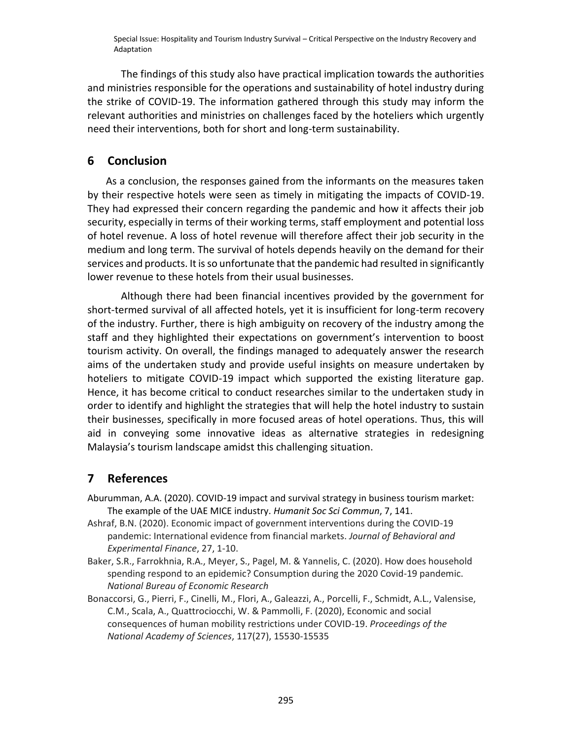The findings of this study also have practical implication towards the authorities and ministries responsible for the operations and sustainability of hotel industry during the strike of COVID-19. The information gathered through this study may inform the relevant authorities and ministries on challenges faced by the hoteliers which urgently need their interventions, both for short and long-term sustainability.

## 6 Conclusion

As a conclusion, the responses gained from the informants on the measures taken by their respective hotels were seen as timely in mitigating the impacts of COVID-19. They had expressed their concern regarding the pandemic and how it affects their job security, especially in terms of their working terms, staff employment and potential loss of hotel revenue. A loss of hotel revenue will therefore affect their job security in the medium and long term. The survival of hotels depends heavily on the demand for their services and products. It is so unfortunate that the pandemic had resulted in significantly lower revenue to these hotels from their usual businesses.

Although there had been financial incentives provided by the government for short-termed survival of all affected hotels, yet it is insufficient for long-term recovery of the industry. Further, there is high ambiguity on recovery of the industry among the staff and they highlighted their expectations on government's intervention to boost tourism activity. On overall, the findings managed to adequately answer the research aims of the undertaken study and provide useful insights on measure undertaken by hoteliers to mitigate COVID-19 impact which supported the existing literature gap. Hence, it has become critical to conduct researches similar to the undertaken study in order to identify and highlight the strategies that will help the hotel industry to sustain their businesses, specifically in more focused areas of hotel operations. Thus, this will aid in conveying some innovative ideas as alternative strategies in redesigning Malaysia's tourism landscape amidst this challenging situation.

## 7 References

Aburumman, A.A. (2020). COVID-19 impact and survival strategy in business tourism market: The example of the UAE MICE industry. *Humanit Soc Sci Commun*, 7, 141.

Ashraf, B.N. (2020). Economic impact of government interventions during the COVID-19 pandemic: International evidence from financial markets. *Journal of Behavioral and Experimental Finance*, 27, 1-10.

Baker, S.R., Farrokhnia, R.A., Meyer, S., Pagel, M. & Yannelis, C. (2020). How does household spending respond to an epidemic? Consumption during the 2020 Covid-19 pandemic. *National Bureau of Economic Research*

Bonaccorsi, G., Pierri, F., Cinelli, M., Flori, A., Galeazzi, A., Porcelli, F., Schmidt, A.L., Valensise, C.M., Scala, A., Quattrociocchi, W. & Pammolli, F. (2020), Economic and social consequences of human mobility restrictions under COVID-19. *Proceedings of the National Academy of Sciences*, 117(27), 15530-15535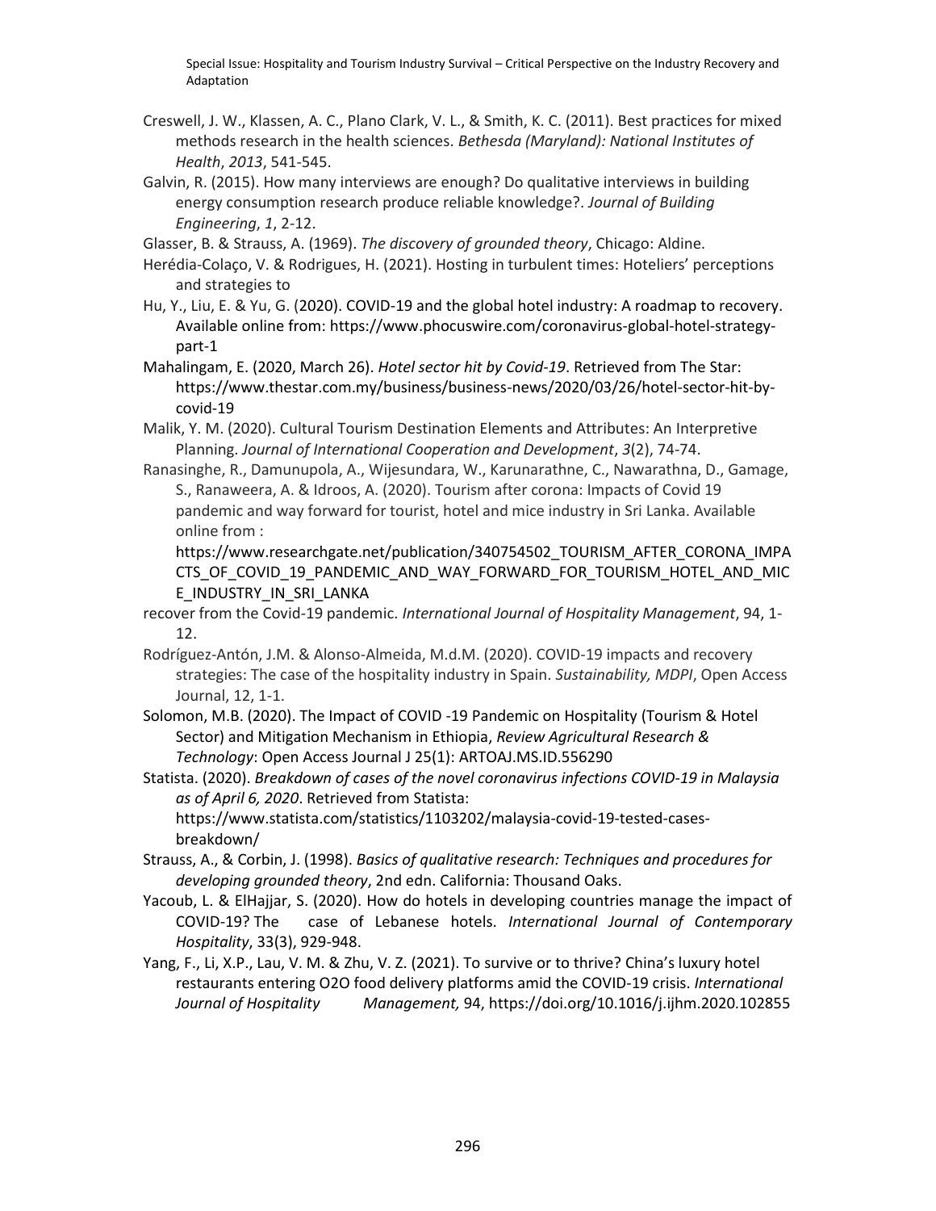Creswell, J. W., Klassen, A. C., Plano Clark, V. L., & Smith, K. C. (2011). Best practices for mixed methods research in the health sciences. *Bethesda (Maryland): National Institutes of Health*, *2013*, 541-545.

Galvin, R. (2015). How many interviews are enough? Do qualitative interviews in building energy consumption research produce reliable knowledge?. *Journal of Building Engineering*, *1*, 2-12.

Glasser, B. & Strauss, A. (1969). *The discovery of grounded theory*, Chicago: Aldine.

Herédia-Colaço, V. & Rodrigues, H. (2021). Hosting in turbulent times: Hoteliers' perceptions and strategies to

Hu, Y., Liu, E. & Yu, G. (2020). COVID-19 and the global hotel industry: A roadmap to recovery. Available online from: https://www.phocuswire.com/coronavirus-global-hotel-strategy-part-1

Mahalingam, E. (2020, March 26). *Hotel sector hit by Covid-19*. Retrieved from The Star: https://www.thestar.com.my/business/business-news/2020/03/26/hotel-sector-hit-by-covid-19

Malik, Y. M. (2020). Cultural Tourism Destination Elements and Attributes: An Interpretive Planning. *Journal of International Cooperation and Development*, *3*(2), 74-74.

Ranasinghe, R., Damunupola, A., Wijesundara, W., Karunarathne, C., Nawarathna, D., Gamage, S., Ranaweera, A. & Idroos, A. (2020). Tourism after corona: Impacts of Covid 19 pandemic and way forward for tourist, hotel and mice industry in Sri Lanka. Available online from : https://www.researchgate.net/publication/340754502_TOURISM_AFTER_CORONA_IMPACTS_OF_COVID_19_PANDEMIC_AND_WAY_FORWARD_FOR_TOURISM_HOTEL_AND_MICE_INDUSTRY_IN_SRI_LANKA

recover from the Covid-19 pandemic. *International Journal of Hospitality Management*, 94, 1-12.

Rodríguez-Antón, J.M. & Alonso-Almeida, M.d.M. (2020). COVID-19 impacts and recovery strategies: The case of the hospitality industry in Spain. *Sustainability, MDPI*, Open Access Journal, 12, 1-1.

Solomon, M.B. (2020). The Impact of COVID -19 Pandemic on Hospitality (Tourism & Hotel Sector) and Mitigation Mechanism in Ethiopia, *Review Agricultural Research & Technology*: Open Access Journal J 25(1): ARTOAJ.MS.ID.556290

Statista. (2020). *Breakdown of cases of the novel coronavirus infections COVID-19 in Malaysia as of April 6, 2020*. Retrieved from Statista: https://www.statista.com/statistics/1103202/malaysia-covid-19-tested-cases-breakdown/

Strauss, A., & Corbin, J. (1998). *Basics of qualitative research: Techniques and procedures for developing grounded theory*, 2nd edn. California: Thousand Oaks.

Yacoub, L. & ElHajjar, S. (2020). How do hotels in developing countries manage the impact of COVID-19? The case of Lebanese hotels. *International Journal of Contemporary Hospitality*, 33(3), 929-948.

Yang, F., Li, X.P., Lau, V. M. & Zhu, V. Z. (2021). To survive or to thrive? China's luxury hotel restaurants entering O2O food delivery platforms amid the COVID-19 crisis. *International Journal of Hospitality Management,* 94, https://doi.org/10.1016/j.ijhm.2020.102855